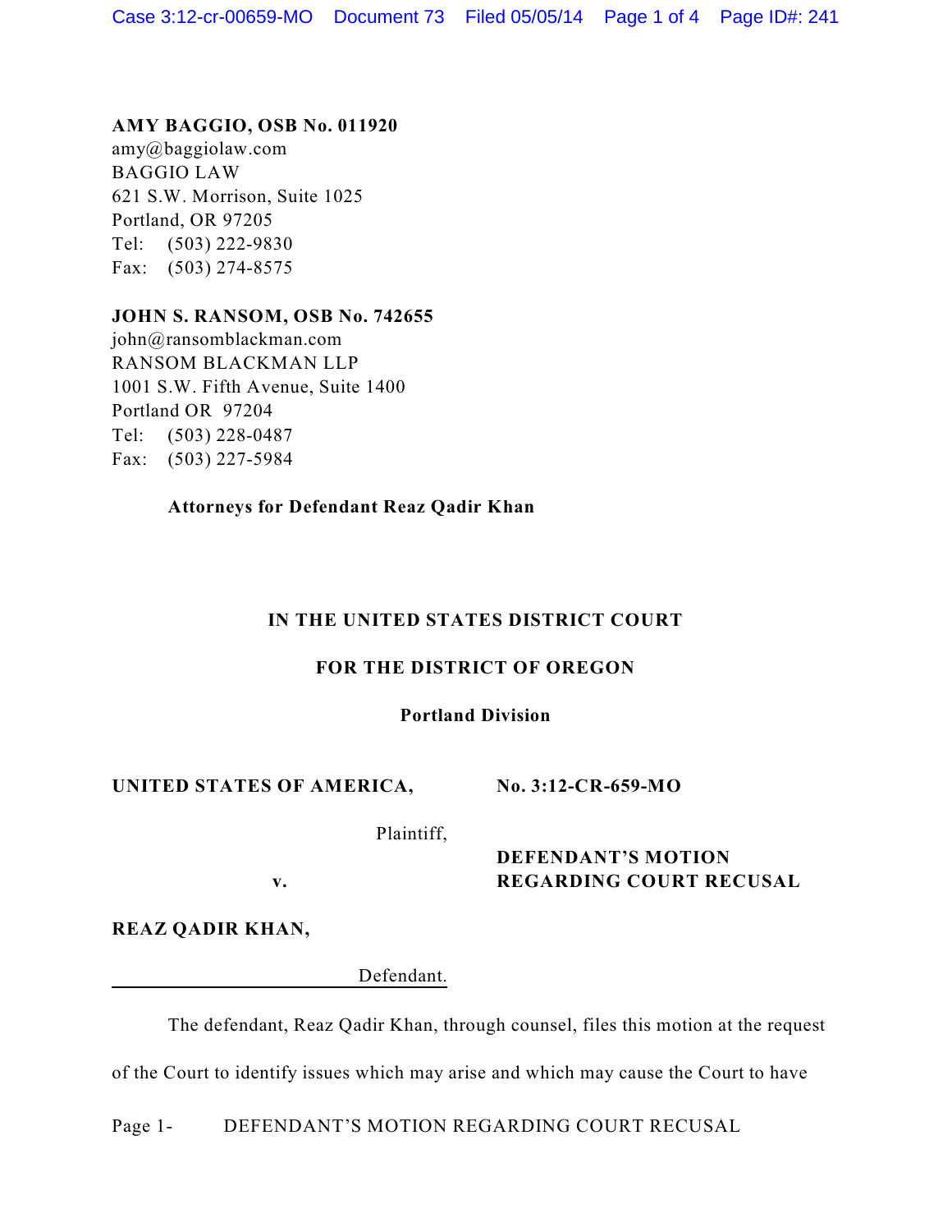**AMY BAGGIO, OSB No. 011920**
amy@baggiolaw.com
BAGGIO LAW
621 S.W. Morrison, Suite 1025
Portland, OR 97205
Tel: (503) 222-9830
Fax: (503) 274-8575

**JOHN S. RANSOM, OSB No. 742655**
john@ransomblackman.com
RANSOM BLACKMAN LLP
1001 S.W. Fifth Avenue, Suite 1400
Portland OR 97204
Tel: (503) 228-0487
Fax: (503) 227-5984

**Attorneys for Defendant Reaz Qadir Khan**

**IN THE UNITED STATES DISTRICT COURT**

**FOR THE DISTRICT OF OREGON**

**Portland Division**

**UNITED STATES OF AMERICA,**

Plaintiff,

v.

**REAZ QADIR KHAN,**

Defendant.

**No. 3:12-CR-659-MO**

**DEFENDANT'S MOTION REGARDING COURT RECUSAL**

The defendant, Reaz Qadir Khan, through counsel, files this motion at the request of the Court to identify issues which may arise and which may cause the Court to have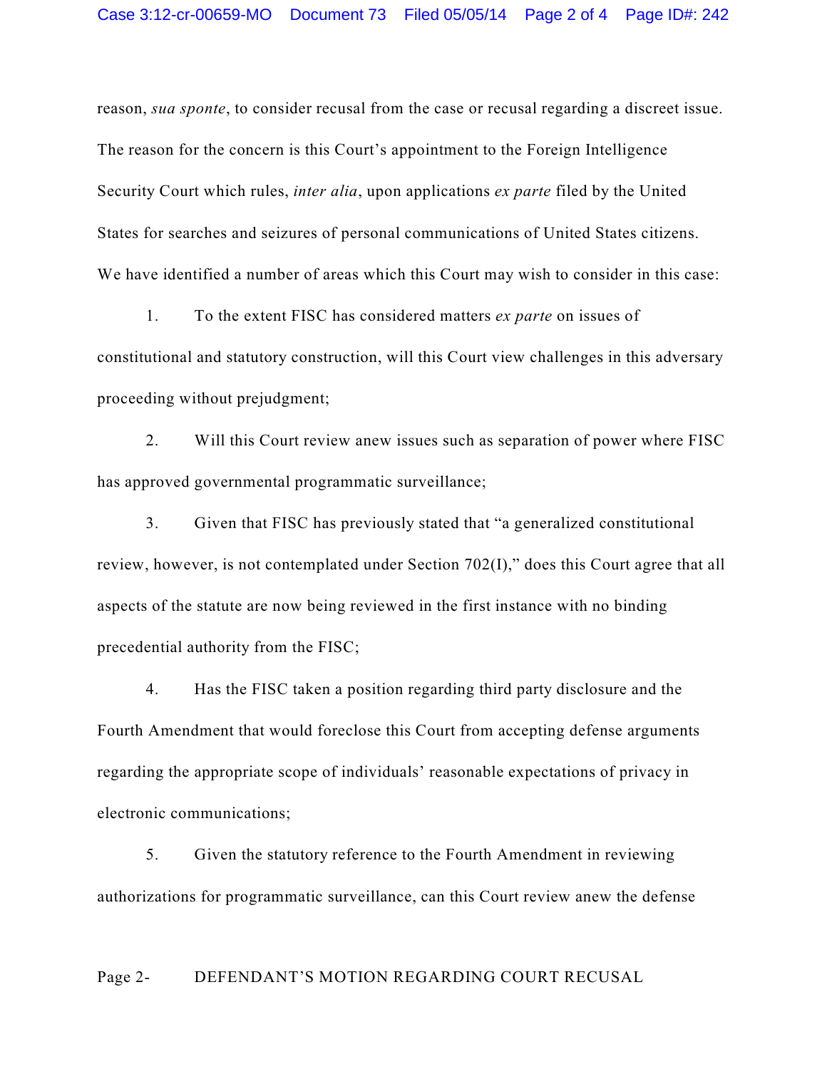reason, *sua sponte*, to consider recusal from the case or recusal regarding a discreet issue. The reason for the concern is this Court's appointment to the Foreign Intelligence Security Court which rules, *inter alia*, upon applications *ex parte* filed by the United States for searches and seizures of personal communications of United States citizens. We have identified a number of areas which this Court may wish to consider in this case:

1. To the extent FISC has considered matters *ex parte* on issues of constitutional and statutory construction, will this Court view challenges in this adversary proceeding without prejudgment;

2. Will this Court review anew issues such as separation of power where FISC has approved governmental programmatic surveillance;

3. Given that FISC has previously stated that "a generalized constitutional review, however, is not contemplated under Section 702(I)," does this Court agree that all aspects of the statute are now being reviewed in the first instance with no binding precedential authority from the FISC;

4. Has the FISC taken a position regarding third party disclosure and the Fourth Amendment that would foreclose this Court from accepting defense arguments regarding the appropriate scope of individuals' reasonable expectations of privacy in electronic communications;

5. Given the statutory reference to the Fourth Amendment in reviewing authorizations for programmatic surveillance, can this Court review anew the defense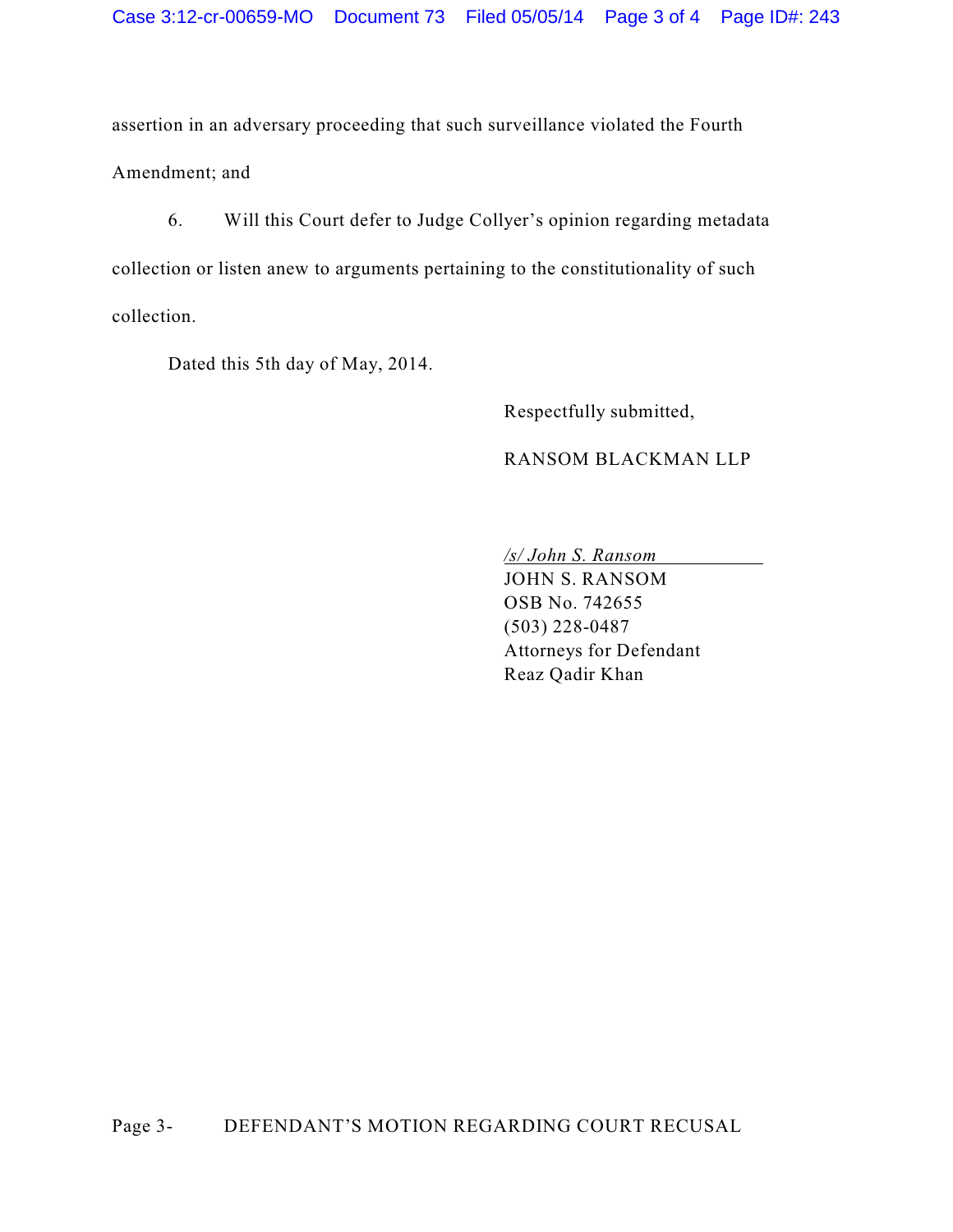assertion in an adversary proceeding that such surveillance violated the Fourth Amendment; and

6. Will this Court defer to Judge Collyer's opinion regarding metadata collection or listen anew to arguments pertaining to the constitutionality of such collection.

Dated this 5th day of May, 2014.

Respectfully submitted,

RANSOM BLACKMAN LLP

*/s/ John S. Ransom*
JOHN S. RANSOM
OSB No. 742655
(503) 228-0487
Attorneys for Defendant
Reaz Qadir Khan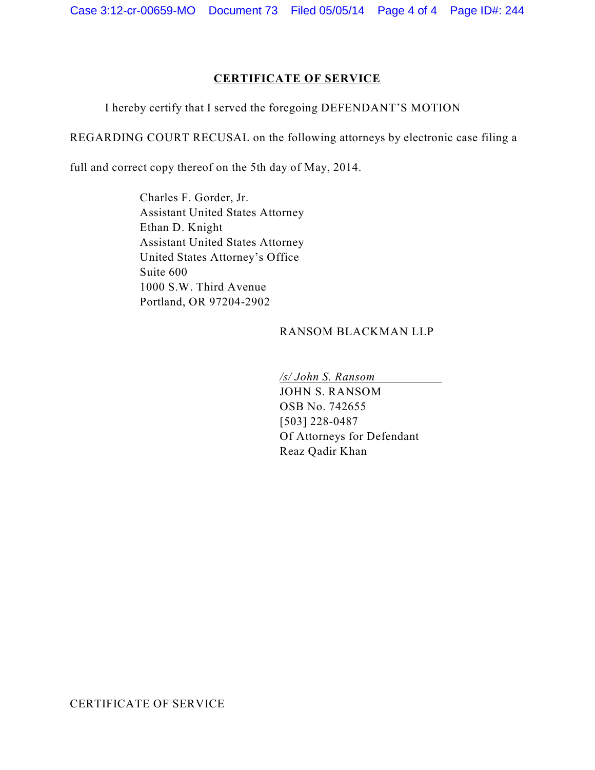## CERTIFICATE OF SERVICE

I hereby certify that I served the foregoing DEFENDANT'S MOTION REGARDING COURT RECUSAL on the following attorneys by electronic case filing a full and correct copy thereof on the 5th day of May, 2014.

Charles F. Gorder, Jr.
Assistant United States Attorney
Ethan D. Knight
Assistant United States Attorney
United States Attorney's Office
Suite 600
1000 S.W. Third Avenue
Portland, OR 97204-2902

RANSOM BLACKMAN LLP

*/s/ John S. Ransom*
JOHN S. RANSOM
OSB No. 742655
[503] 228-0487
Of Attorneys for Defendant
Reaz Qadir Khan

CERTIFICATE OF SERVICE